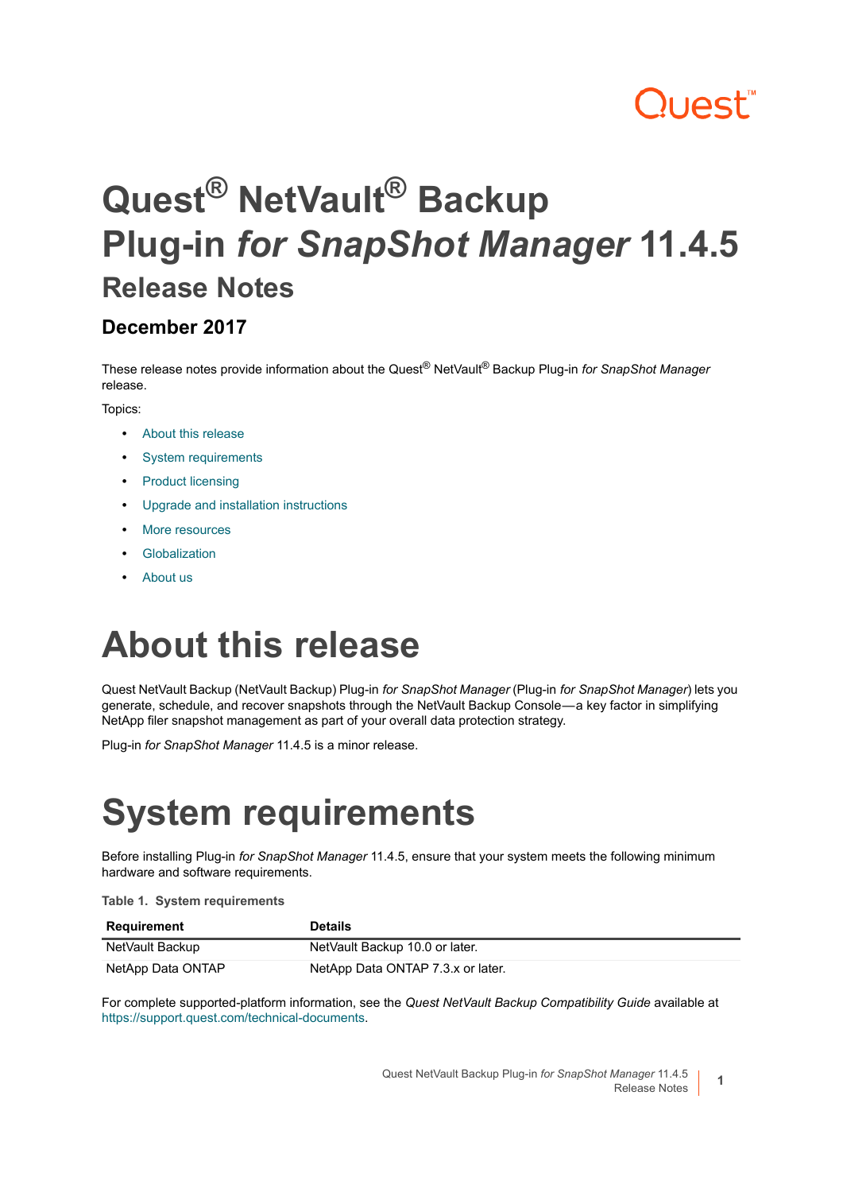# Quest® NetVault® Backup Plug-in *for SnapShot Manager* 11.4.5

## Release Notes

### December 2017

These release notes provide information about the Quest® NetVault® Backup Plug-in *for SnapShot Manager* release.

Topics:

- About this release
- System requirements
- Product licensing
- Upgrade and installation instructions
- More resources
- Globalization
- About us

# About this release

Quest NetVault Backup (NetVault Backup) Plug-in *for SnapShot Manager* (Plug-in *for SnapShot Manager*) lets you generate, schedule, and recover snapshots through the NetVault Backup Console—a key factor in simplifying NetApp filer snapshot management as part of your overall data protection strategy.

Plug-in *for SnapShot Manager* 11.4.5 is a minor release.

# System requirements

Before installing Plug-in *for SnapShot Manager* 11.4.5, ensure that your system meets the following minimum hardware and software requirements.

**Table 1. System requirements**

| Requirement | Details |
|---|---|
| NetVault Backup | NetVault Backup 10.0 or later. |
| NetApp Data ONTAP | NetApp Data ONTAP 7.3.x or later. |

For complete supported-platform information, see the *Quest NetVault Backup Compatibility Guide* available at https://support.quest.com/technical-documents.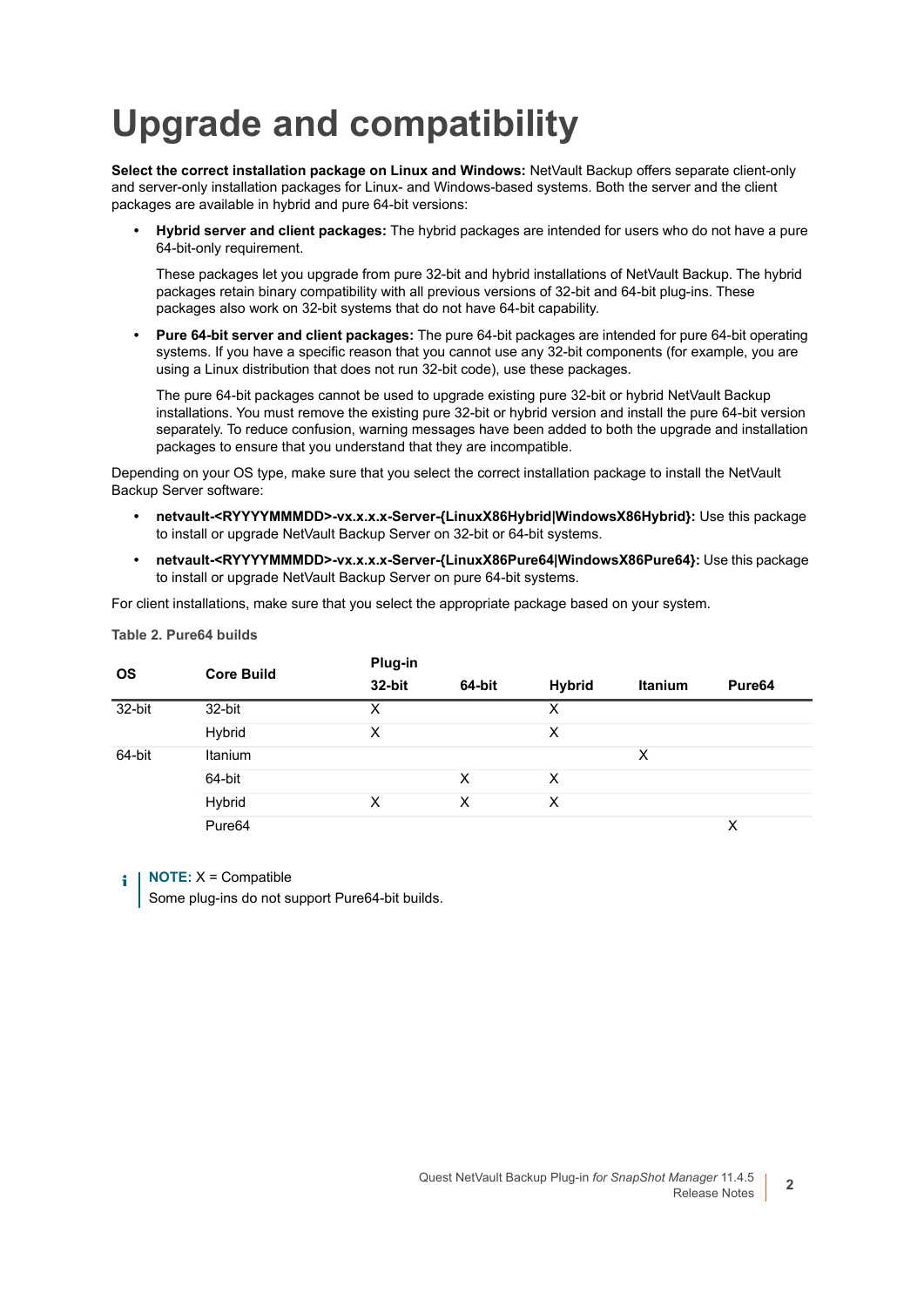# Upgrade and compatibility

**Select the correct installation package on Linux and Windows:** NetVault Backup offers separate client-only and server-only installation packages for Linux- and Windows-based systems. Both the server and the client packages are available in hybrid and pure 64-bit versions:

- **Hybrid server and client packages:** The hybrid packages are intended for users who do not have a pure 64-bit-only requirement.

  These packages let you upgrade from pure 32-bit and hybrid installations of NetVault Backup. The hybrid packages retain binary compatibility with all previous versions of 32-bit and 64-bit plug-ins. These packages also work on 32-bit systems that do not have 64-bit capability.

- **Pure 64-bit server and client packages:** The pure 64-bit packages are intended for pure 64-bit operating systems. If you have a specific reason that you cannot use any 32-bit components (for example, you are using a Linux distribution that does not run 32-bit code), use these packages.

  The pure 64-bit packages cannot be used to upgrade existing pure 32-bit or hybrid NetVault Backup installations. You must remove the existing pure 32-bit or hybrid version and install the pure 64-bit version separately. To reduce confusion, warning messages have been added to both the upgrade and installation packages to ensure that you understand that they are incompatible.

Depending on your OS type, make sure that you select the correct installation package to install the NetVault Backup Server software:

- **netvault-<RYYYYMMMDD>-vx.x.x.x-Server-{LinuxX86Hybrid|WindowsX86Hybrid}:** Use this package to install or upgrade NetVault Backup Server on 32-bit or 64-bit systems.
- **netvault-<RYYYYMMMDD>-vx.x.x.x-Server-{LinuxX86Pure64|WindowsX86Pure64}:** Use this package to install or upgrade NetVault Backup Server on pure 64-bit systems.

For client installations, make sure that you select the appropriate package based on your system.

**Table 2. Pure64 builds**

| OS | Core Build | Plug-in | | | | |
|---|---|---|---|---|---|---|
| | | 32-bit | 64-bit | Hybrid | Itanium | Pure64 |
| 32-bit | 32-bit | X | | X | | |
| | Hybrid | X | | X | | |
| 64-bit | Itanium | | | | X | |
| | 64-bit | | X | X | | |
| | Hybrid | X | X | X | | |
| | Pure64 | | | | | X |

**NOTE:** X = Compatible
Some plug-ins do not support Pure64-bit builds.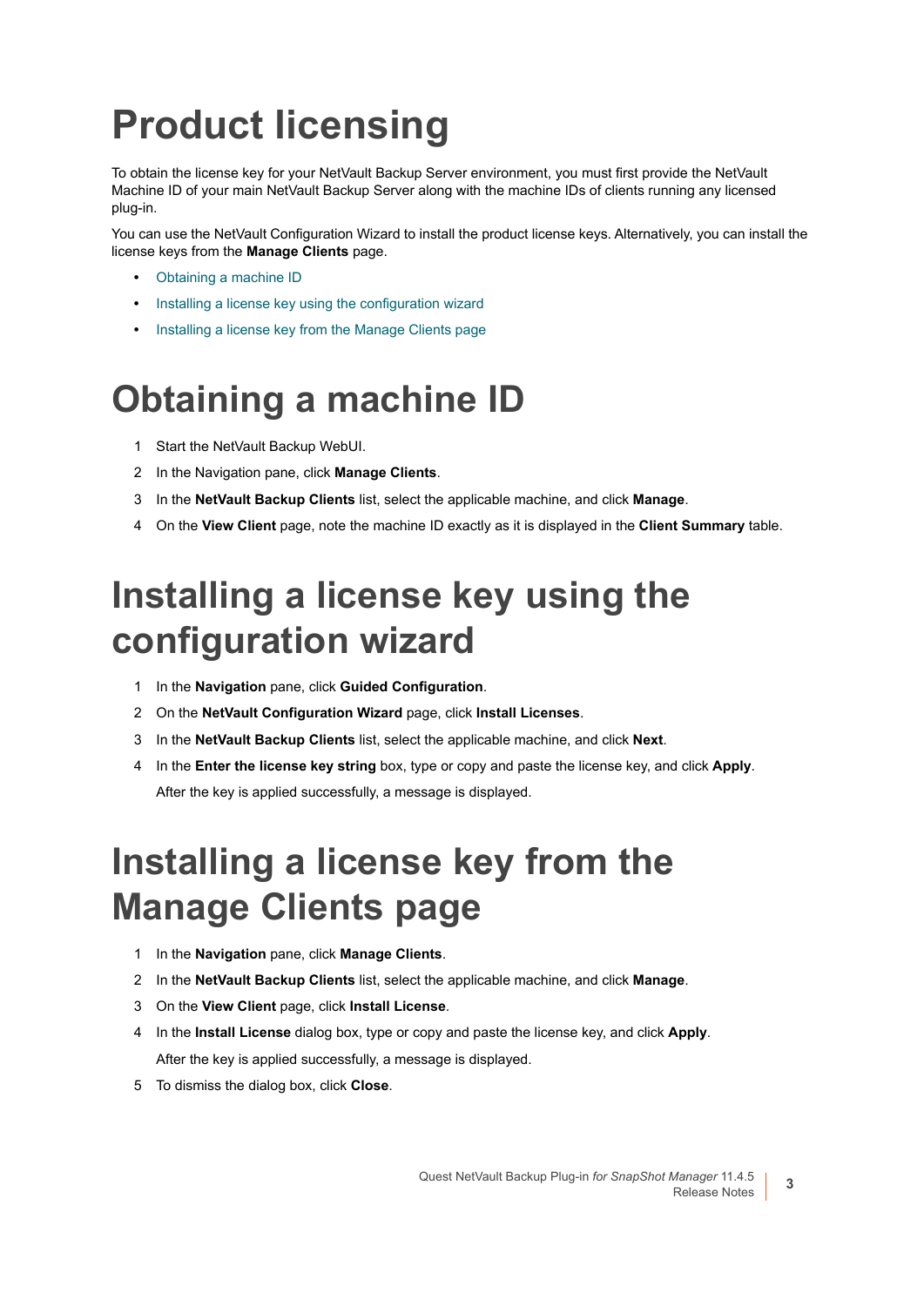# Product licensing

To obtain the license key for your NetVault Backup Server environment, you must first provide the NetVault Machine ID of your main NetVault Backup Server along with the machine IDs of clients running any licensed plug-in.

You can use the NetVault Configuration Wizard to install the product license keys. Alternatively, you can install the license keys from the **Manage Clients** page.

- Obtaining a machine ID
- Installing a license key using the configuration wizard
- Installing a license key from the Manage Clients page

# Obtaining a machine ID

1. Start the NetVault Backup WebUI.
2. In the Navigation pane, click **Manage Clients**.
3. In the **NetVault Backup Clients** list, select the applicable machine, and click **Manage**.
4. On the **View Client** page, note the machine ID exactly as it is displayed in the **Client Summary** table.

# Installing a license key using the configuration wizard

1. In the **Navigation** pane, click **Guided Configuration**.
2. On the **NetVault Configuration Wizard** page, click **Install Licenses**.
3. In the **NetVault Backup Clients** list, select the applicable machine, and click **Next**.
4. In the **Enter the license key string** box, type or copy and paste the license key, and click **Apply**.

   After the key is applied successfully, a message is displayed.

# Installing a license key from the Manage Clients page

1. In the **Navigation** pane, click **Manage Clients**.
2. In the **NetVault Backup Clients** list, select the applicable machine, and click **Manage**.
3. On the **View Client** page, click **Install License**.
4. In the **Install License** dialog box, type or copy and paste the license key, and click **Apply**.

   After the key is applied successfully, a message is displayed.
5. To dismiss the dialog box, click **Close**.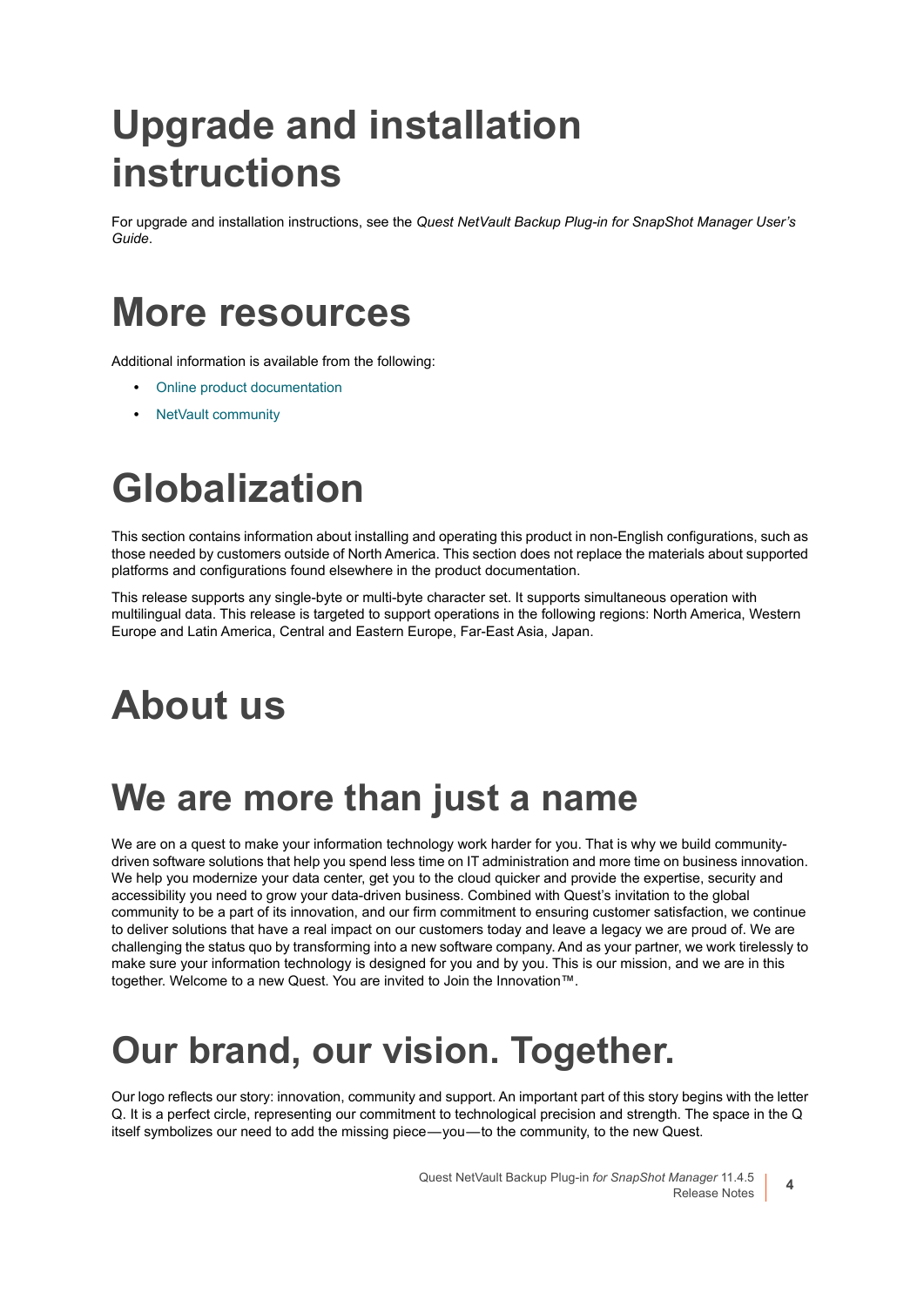# Upgrade and installation instructions

For upgrade and installation instructions, see the *Quest NetVault Backup Plug-in for SnapShot Manager User's Guide*.

# More resources

Additional information is available from the following:

- Online product documentation
- NetVault community

# Globalization

This section contains information about installing and operating this product in non-English configurations, such as those needed by customers outside of North America. This section does not replace the materials about supported platforms and configurations found elsewhere in the product documentation.

This release supports any single-byte or multi-byte character set. It supports simultaneous operation with multilingual data. This release is targeted to support operations in the following regions: North America, Western Europe and Latin America, Central and Eastern Europe, Far-East Asia, Japan.

# About us

## We are more than just a name

We are on a quest to make your information technology work harder for you. That is why we build community-driven software solutions that help you spend less time on IT administration and more time on business innovation. We help you modernize your data center, get you to the cloud quicker and provide the expertise, security and accessibility you need to grow your data-driven business. Combined with Quest's invitation to the global community to be a part of its innovation, and our firm commitment to ensuring customer satisfaction, we continue to deliver solutions that have a real impact on our customers today and leave a legacy we are proud of. We are challenging the status quo by transforming into a new software company. And as your partner, we work tirelessly to make sure your information technology is designed for you and by you. This is our mission, and we are in this together. Welcome to a new Quest. You are invited to Join the Innovation™.

## Our brand, our vision. Together.

Our logo reflects our story: innovation, community and support. An important part of this story begins with the letter Q. It is a perfect circle, representing our commitment to technological precision and strength. The space in the Q itself symbolizes our need to add the missing piece—you—to the community, to the new Quest.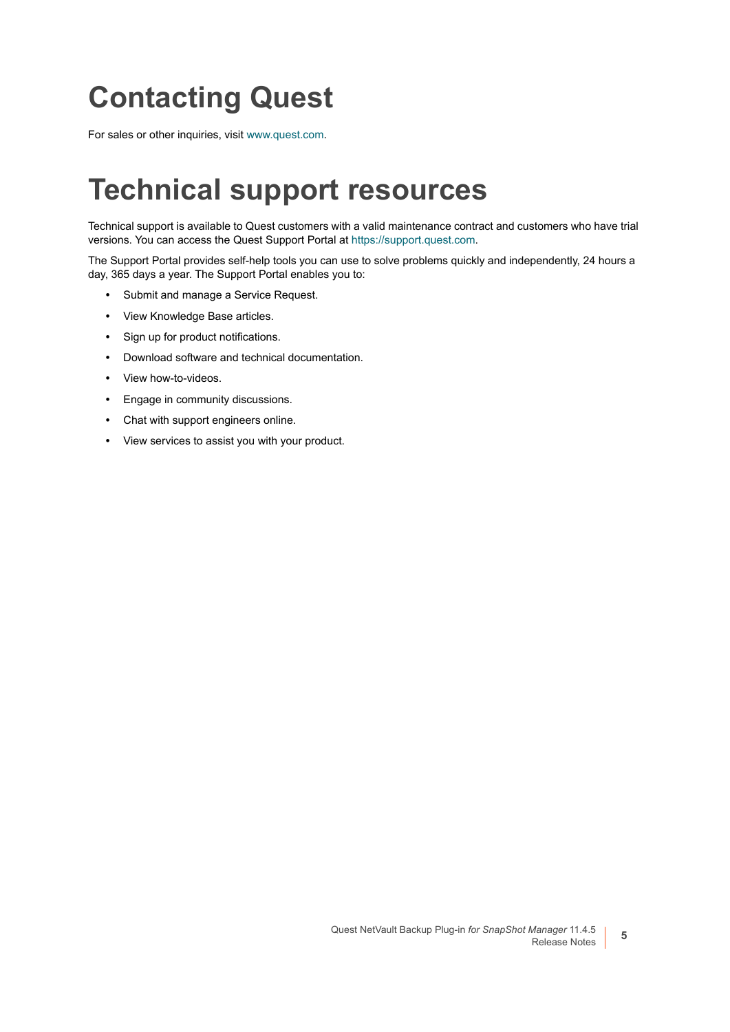# Contacting Quest

For sales or other inquiries, visit www.quest.com.

# Technical support resources

Technical support is available to Quest customers with a valid maintenance contract and customers who have trial versions. You can access the Quest Support Portal at https://support.quest.com.

The Support Portal provides self-help tools you can use to solve problems quickly and independently, 24 hours a day, 365 days a year. The Support Portal enables you to:

- Submit and manage a Service Request.
- View Knowledge Base articles.
- Sign up for product notifications.
- Download software and technical documentation.
- View how-to-videos.
- Engage in community discussions.
- Chat with support engineers online.
- View services to assist you with your product.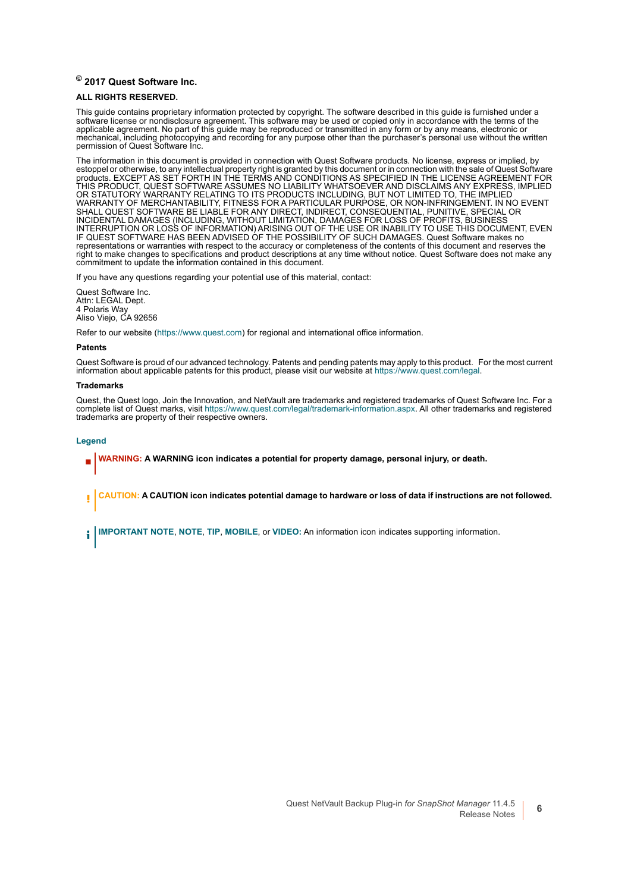**© 2017 Quest Software Inc.**

**ALL RIGHTS RESERVED.**

This guide contains proprietary information protected by copyright. The software described in this guide is furnished under a software license or nondisclosure agreement. This software may be used or copied only in accordance with the terms of the applicable agreement. No part of this guide may be reproduced or transmitted in any form or by any means, electronic or mechanical, including photocopying and recording for any purpose other than the purchaser's personal use without the written permission of Quest Software Inc.

The information in this document is provided in connection with Quest Software products. No license, express or implied, by estoppel or otherwise, to any intellectual property right is granted by this document or in connection with the sale of Quest Software products. EXCEPT AS SET FORTH IN THE TERMS AND CONDITIONS AS SPECIFIED IN THE LICENSE AGREEMENT FOR THIS PRODUCT, QUEST SOFTWARE ASSUMES NO LIABILITY WHATSOEVER AND DISCLAIMS ANY EXPRESS, IMPLIED OR STATUTORY WARRANTY RELATING TO ITS PRODUCTS INCLUDING, BUT NOT LIMITED TO, THE IMPLIED WARRANTY OF MERCHANTABILITY, FITNESS FOR A PARTICULAR PURPOSE, OR NON-INFRINGEMENT. IN NO EVENT SHALL QUEST SOFTWARE BE LIABLE FOR ANY DIRECT, INDIRECT, CONSEQUENTIAL, PUNITIVE, SPECIAL OR INCIDENTAL DAMAGES (INCLUDING, WITHOUT LIMITATION, DAMAGES FOR LOSS OF PROFITS, BUSINESS INTERRUPTION OR LOSS OF INFORMATION) ARISING OUT OF THE USE OR INABILITY TO USE THIS DOCUMENT, EVEN IF QUEST SOFTWARE HAS BEEN ADVISED OF THE POSSIBILITY OF SUCH DAMAGES. Quest Software makes no representations or warranties with respect to the accuracy or completeness of the contents of this document and reserves the right to make changes to specifications and product descriptions at any time without notice. Quest Software does not make any commitment to update the information contained in this document.

If you have any questions regarding your potential use of this material, contact:

Quest Software Inc.
Attn: LEGAL Dept.
4 Polaris Way
Aliso Viejo, CA 92656

Refer to our website (https://www.quest.com) for regional and international office information.

**Patents**

Quest Software is proud of our advanced technology. Patents and pending patents may apply to this product. For the most current information about applicable patents for this product, please visit our website at https://www.quest.com/legal.

**Trademarks**

Quest, the Quest logo, Join the Innovation, and NetVault are trademarks and registered trademarks of Quest Software Inc. For a complete list of Quest marks, visit https://www.quest.com/legal/trademark-information.aspx. All other trademarks and registered trademarks are property of their respective owners.

**Legend**

**WARNING: A WARNING icon indicates a potential for property damage, personal injury, or death.**

**CAUTION: A CAUTION icon indicates potential damage to hardware or loss of data if instructions are not followed.**

**IMPORTANT NOTE**, **NOTE**, **TIP**, **MOBILE**, or **VIDEO:** An information icon indicates supporting information.